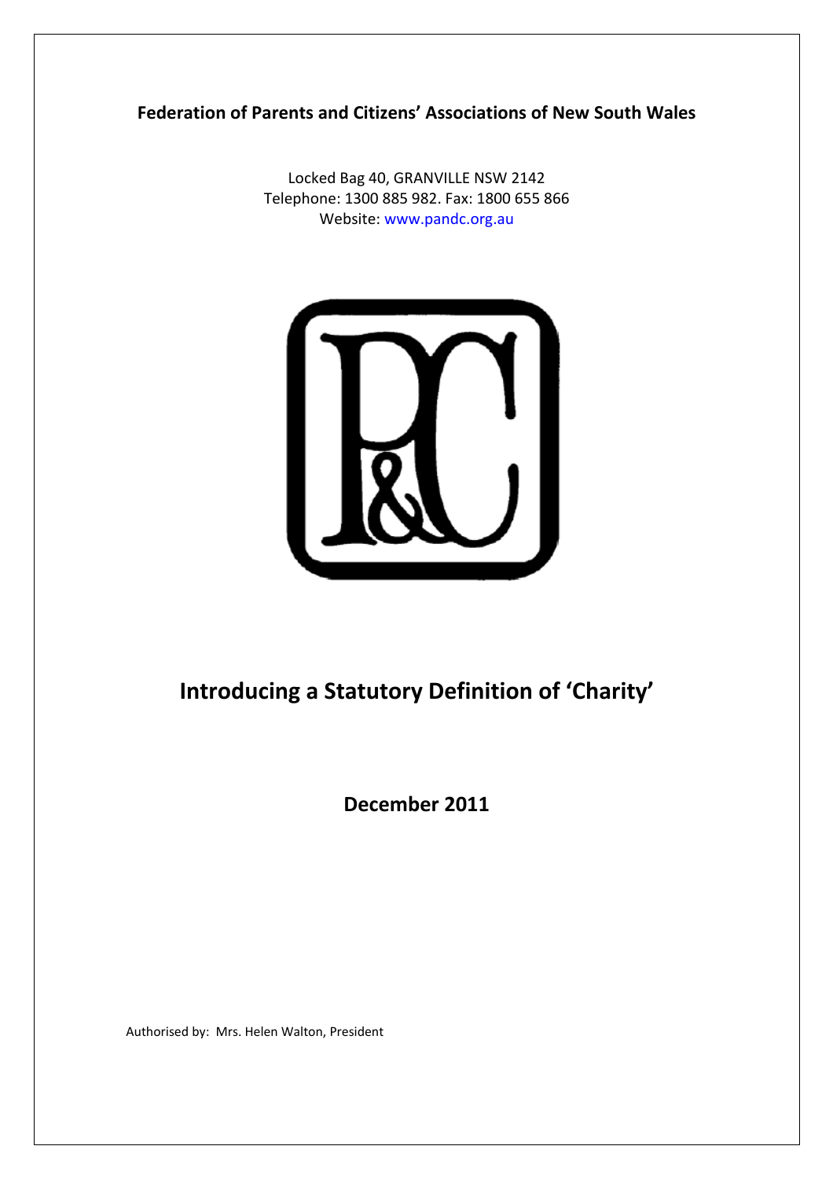**Federation of Parents and Citizens' Associations of New South Wales**

Locked Bag 40, GRANVILLE NSW 2142
Telephone: 1300 885 982. Fax: 1800 655 866
Website: www.pandc.org.au

# Introducing a Statutory Definition of 'Charity'

**December 2011**

Authorised by: Mrs. Helen Walton, President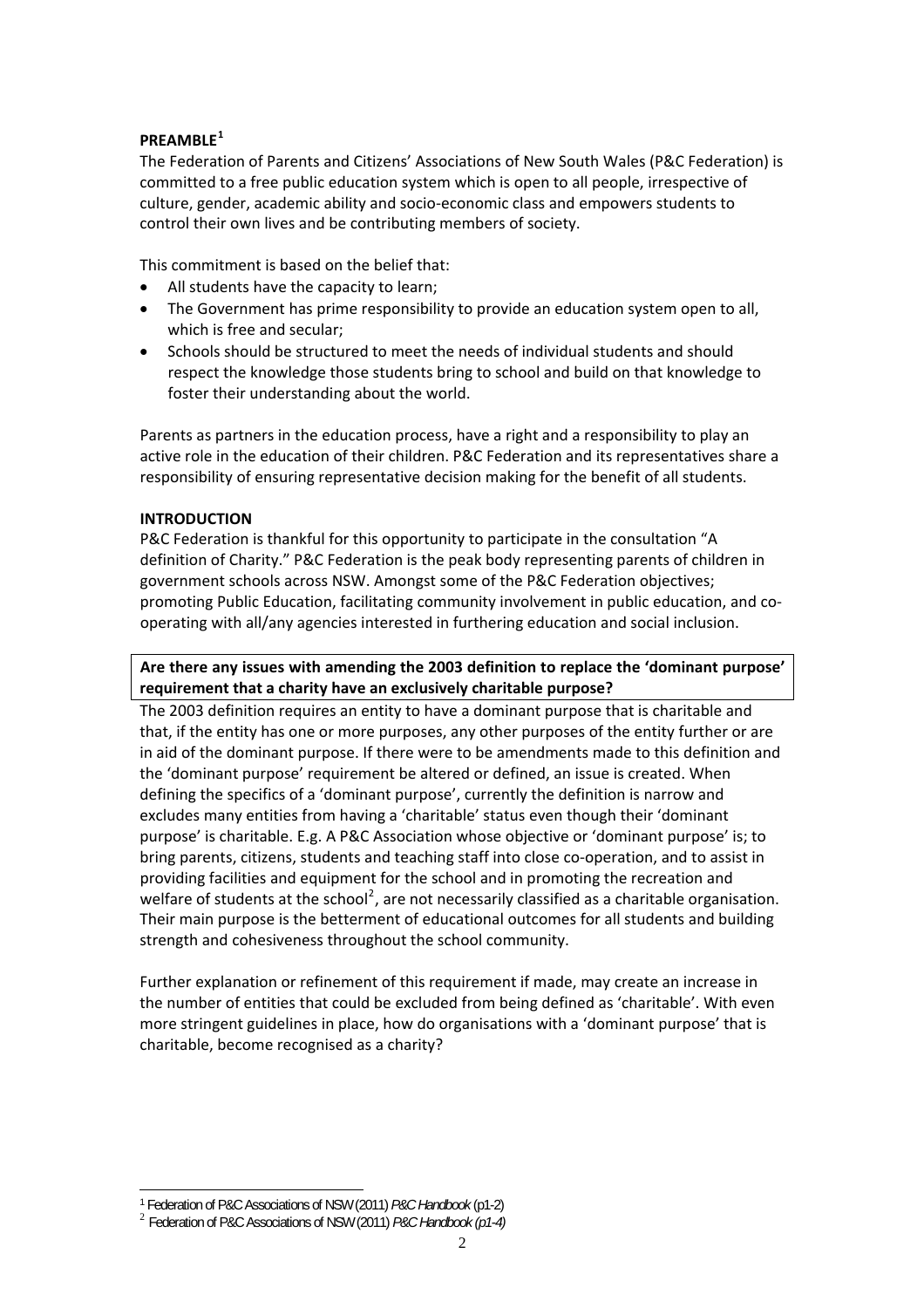**PREAMBLE**[1]

The Federation of Parents and Citizens' Associations of New South Wales (P&C Federation) is committed to a free public education system which is open to all people, irrespective of culture, gender, academic ability and socio-economic class and empowers students to control their own lives and be contributing members of society.

This commitment is based on the belief that:

- All students have the capacity to learn;
- The Government has prime responsibility to provide an education system open to all, which is free and secular;
- Schools should be structured to meet the needs of individual students and should respect the knowledge those students bring to school and build on that knowledge to foster their understanding about the world.

Parents as partners in the education process, have a right and a responsibility to play an active role in the education of their children. P&C Federation and its representatives share a responsibility of ensuring representative decision making for the benefit of all students.

**INTRODUCTION**

P&C Federation is thankful for this opportunity to participate in the consultation "A definition of Charity." P&C Federation is the peak body representing parents of children in government schools across NSW. Amongst some of the P&C Federation objectives; promoting Public Education, facilitating community involvement in public education, and co-operating with all/any agencies interested in furthering education and social inclusion.

**Are there any issues with amending the 2003 definition to replace the 'dominant purpose' requirement that a charity have an exclusively charitable purpose?**

The 2003 definition requires an entity to have a dominant purpose that is charitable and that, if the entity has one or more purposes, any other purposes of the entity further or are in aid of the dominant purpose. If there were to be amendments made to this definition and the 'dominant purpose' requirement be altered or defined, an issue is created. When defining the specifics of a 'dominant purpose', currently the definition is narrow and excludes many entities from having a 'charitable' status even though their 'dominant purpose' is charitable. E.g. A P&C Association whose objective or 'dominant purpose' is; to bring parents, citizens, students and teaching staff into close co-operation, and to assist in providing facilities and equipment for the school and in promoting the recreation and welfare of students at the school[2], are not necessarily classified as a charitable organisation. Their main purpose is the betterment of educational outcomes for all students and building strength and cohesiveness throughout the school community.

Further explanation or refinement of this requirement if made, may create an increase in the number of entities that could be excluded from being defined as 'charitable'. With even more stringent guidelines in place, how do organisations with a 'dominant purpose' that is charitable, become recognised as a charity?

---

[1] Federation of P&C Associations of NSW (2011) *P&C Handbook* (p1-2)

[2] Federation of P&C Associations of NSW (2011) *P&C Handbook (p1-4)*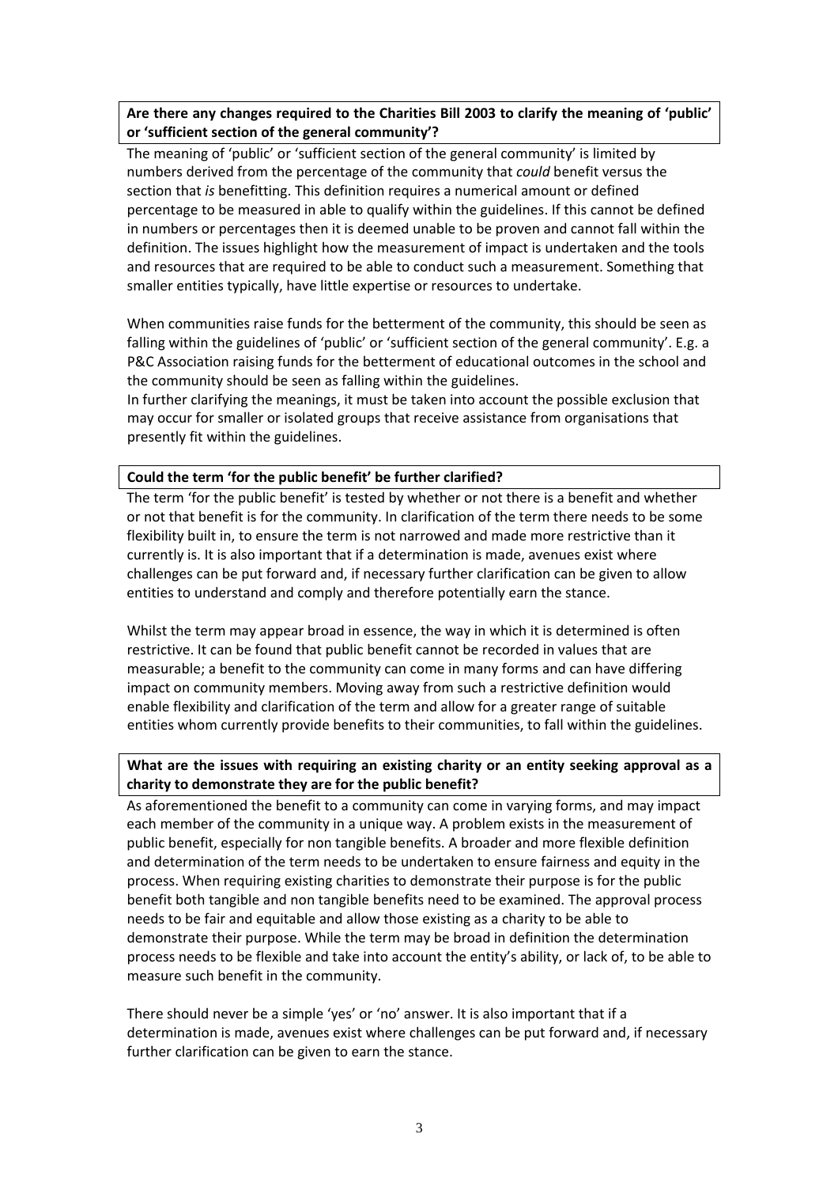**Are there any changes required to the Charities Bill 2003 to clarify the meaning of 'public' or 'sufficient section of the general community'?**

The meaning of 'public' or 'sufficient section of the general community' is limited by numbers derived from the percentage of the community that *could* benefit versus the section that *is* benefitting. This definition requires a numerical amount or defined percentage to be measured in able to qualify within the guidelines. If this cannot be defined in numbers or percentages then it is deemed unable to be proven and cannot fall within the definition. The issues highlight how the measurement of impact is undertaken and the tools and resources that are required to be able to conduct such a measurement. Something that smaller entities typically, have little expertise or resources to undertake.

When communities raise funds for the betterment of the community, this should be seen as falling within the guidelines of 'public' or 'sufficient section of the general community'. E.g. a P&C Association raising funds for the betterment of educational outcomes in the school and the community should be seen as falling within the guidelines.
In further clarifying the meanings, it must be taken into account the possible exclusion that may occur for smaller or isolated groups that receive assistance from organisations that presently fit within the guidelines.

**Could the term 'for the public benefit' be further clarified?**

The term 'for the public benefit' is tested by whether or not there is a benefit and whether or not that benefit is for the community. In clarification of the term there needs to be some flexibility built in, to ensure the term is not narrowed and made more restrictive than it currently is. It is also important that if a determination is made, avenues exist where challenges can be put forward and, if necessary further clarification can be given to allow entities to understand and comply and therefore potentially earn the stance.

Whilst the term may appear broad in essence, the way in which it is determined is often restrictive. It can be found that public benefit cannot be recorded in values that are measurable; a benefit to the community can come in many forms and can have differing impact on community members. Moving away from such a restrictive definition would enable flexibility and clarification of the term and allow for a greater range of suitable entities whom currently provide benefits to their communities, to fall within the guidelines.

**What are the issues with requiring an existing charity or an entity seeking approval as a charity to demonstrate they are for the public benefit?**

As aforementioned the benefit to a community can come in varying forms, and may impact each member of the community in a unique way. A problem exists in the measurement of public benefit, especially for non tangible benefits. A broader and more flexible definition and determination of the term needs to be undertaken to ensure fairness and equity in the process. When requiring existing charities to demonstrate their purpose is for the public benefit both tangible and non tangible benefits need to be examined. The approval process needs to be fair and equitable and allow those existing as a charity to be able to demonstrate their purpose. While the term may be broad in definition the determination process needs to be flexible and take into account the entity's ability, or lack of, to be able to measure such benefit in the community.

There should never be a simple 'yes' or 'no' answer. It is also important that if a determination is made, avenues exist where challenges can be put forward and, if necessary further clarification can be given to earn the stance.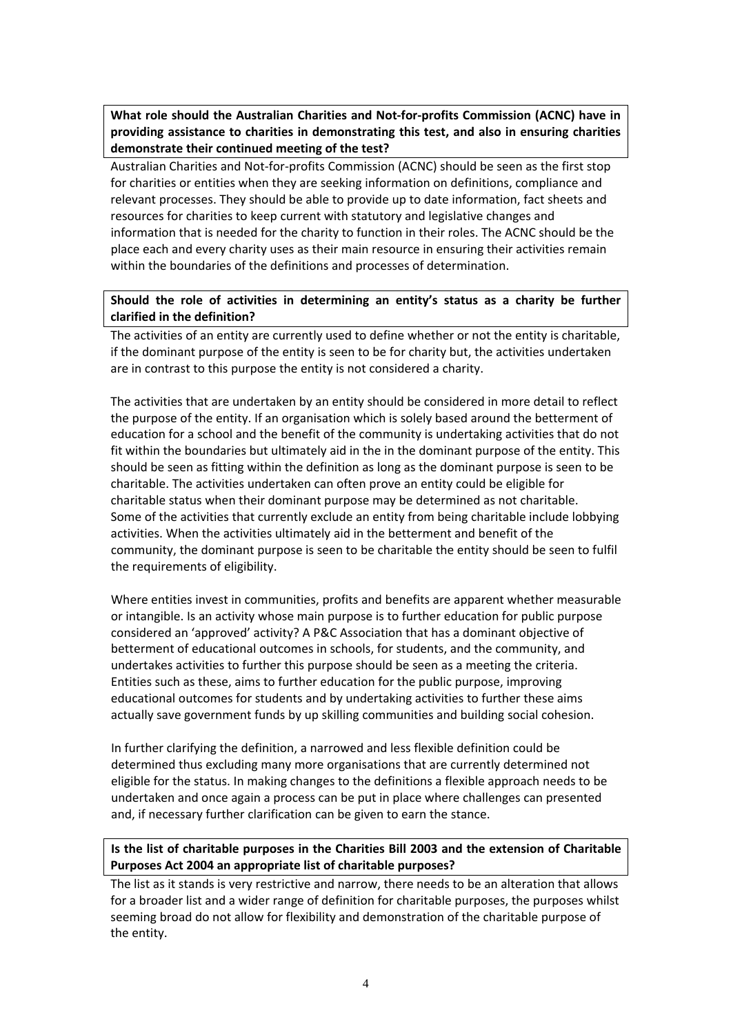**What role should the Australian Charities and Not-for-profits Commission (ACNC) have in providing assistance to charities in demonstrating this test, and also in ensuring charities demonstrate their continued meeting of the test?**

Australian Charities and Not-for-profits Commission (ACNC) should be seen as the first stop for charities or entities when they are seeking information on definitions, compliance and relevant processes. They should be able to provide up to date information, fact sheets and resources for charities to keep current with statutory and legislative changes and information that is needed for the charity to function in their roles. The ACNC should be the place each and every charity uses as their main resource in ensuring their activities remain within the boundaries of the definitions and processes of determination.

**Should the role of activities in determining an entity's status as a charity be further clarified in the definition?**

The activities of an entity are currently used to define whether or not the entity is charitable, if the dominant purpose of the entity is seen to be for charity but, the activities undertaken are in contrast to this purpose the entity is not considered a charity.

The activities that are undertaken by an entity should be considered in more detail to reflect the purpose of the entity. If an organisation which is solely based around the betterment of education for a school and the benefit of the community is undertaking activities that do not fit within the boundaries but ultimately aid in the in the dominant purpose of the entity. This should be seen as fitting within the definition as long as the dominant purpose is seen to be charitable. The activities undertaken can often prove an entity could be eligible for charitable status when their dominant purpose may be determined as not charitable. Some of the activities that currently exclude an entity from being charitable include lobbying activities. When the activities ultimately aid in the betterment and benefit of the community, the dominant purpose is seen to be charitable the entity should be seen to fulfil the requirements of eligibility.

Where entities invest in communities, profits and benefits are apparent whether measurable or intangible. Is an activity whose main purpose is to further education for public purpose considered an 'approved' activity? A P&C Association that has a dominant objective of betterment of educational outcomes in schools, for students, and the community, and undertakes activities to further this purpose should be seen as a meeting the criteria. Entities such as these, aims to further education for the public purpose, improving educational outcomes for students and by undertaking activities to further these aims actually save government funds by up skilling communities and building social cohesion.

In further clarifying the definition, a narrowed and less flexible definition could be determined thus excluding many more organisations that are currently determined not eligible for the status. In making changes to the definitions a flexible approach needs to be undertaken and once again a process can be put in place where challenges can presented and, if necessary further clarification can be given to earn the stance.

**Is the list of charitable purposes in the Charities Bill 2003 and the extension of Charitable Purposes Act 2004 an appropriate list of charitable purposes?**

The list as it stands is very restrictive and narrow, there needs to be an alteration that allows for a broader list and a wider range of definition for charitable purposes, the purposes whilst seeming broad do not allow for flexibility and demonstration of the charitable purpose of the entity.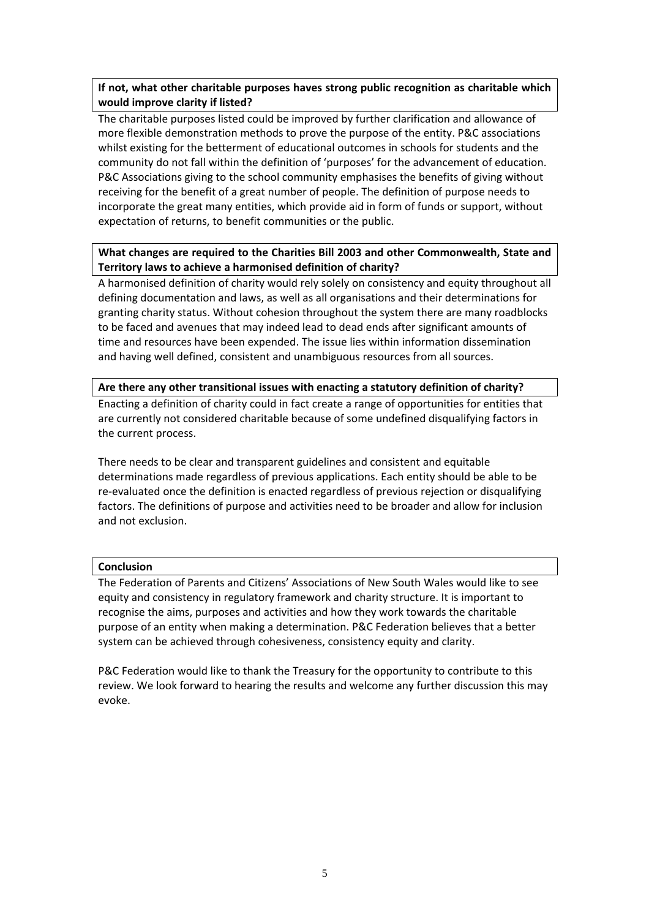**If not, what other charitable purposes haves strong public recognition as charitable which would improve clarity if listed?**

The charitable purposes listed could be improved by further clarification and allowance of more flexible demonstration methods to prove the purpose of the entity. P&C associations whilst existing for the betterment of educational outcomes in schools for students and the community do not fall within the definition of 'purposes' for the advancement of education. P&C Associations giving to the school community emphasises the benefits of giving without receiving for the benefit of a great number of people. The definition of purpose needs to incorporate the great many entities, which provide aid in form of funds or support, without expectation of returns, to benefit communities or the public.

**What changes are required to the Charities Bill 2003 and other Commonwealth, State and Territory laws to achieve a harmonised definition of charity?**

A harmonised definition of charity would rely solely on consistency and equity throughout all defining documentation and laws, as well as all organisations and their determinations for granting charity status. Without cohesion throughout the system there are many roadblocks to be faced and avenues that may indeed lead to dead ends after significant amounts of time and resources have been expended. The issue lies within information dissemination and having well defined, consistent and unambiguous resources from all sources.

**Are there any other transitional issues with enacting a statutory definition of charity?**

Enacting a definition of charity could in fact create a range of opportunities for entities that are currently not considered charitable because of some undefined disqualifying factors in the current process.

There needs to be clear and transparent guidelines and consistent and equitable determinations made regardless of previous applications. Each entity should be able to be re-evaluated once the definition is enacted regardless of previous rejection or disqualifying factors. The definitions of purpose and activities need to be broader and allow for inclusion and not exclusion.

**Conclusion**

The Federation of Parents and Citizens' Associations of New South Wales would like to see equity and consistency in regulatory framework and charity structure. It is important to recognise the aims, purposes and activities and how they work towards the charitable purpose of an entity when making a determination. P&C Federation believes that a better system can be achieved through cohesiveness, consistency equity and clarity.

P&C Federation would like to thank the Treasury for the opportunity to contribute to this review. We look forward to hearing the results and welcome any further discussion this may evoke.